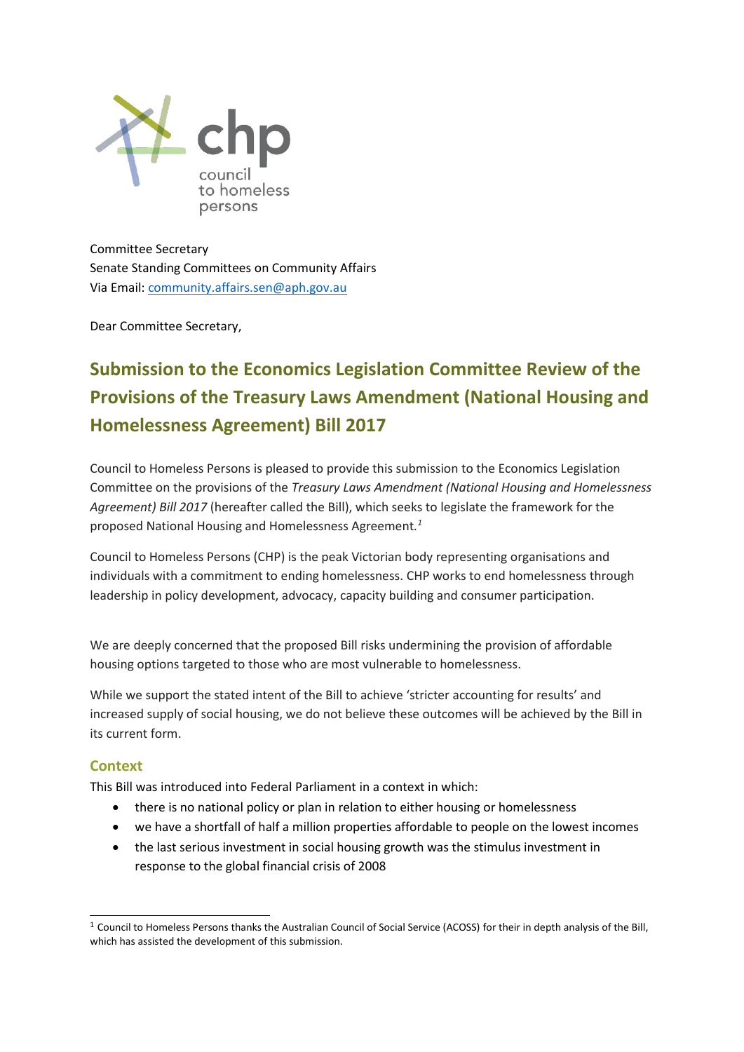chp council to homeless persons

Committee Secretary
Senate Standing Committees on Community Affairs
Via Email: community.affairs.sen@aph.gov.au

Dear Committee Secretary,

# Submission to the Economics Legislation Committee Review of the Provisions of the Treasury Laws Amendment (National Housing and Homelessness Agreement) Bill 2017

Council to Homeless Persons is pleased to provide this submission to the Economics Legislation Committee on the provisions of the *Treasury Laws Amendment (National Housing and Homelessness Agreement) Bill 2017* (hereafter called the Bill), which seeks to legislate the framework for the proposed National Housing and Homelessness Agreement.[1]

Council to Homeless Persons (CHP) is the peak Victorian body representing organisations and individuals with a commitment to ending homelessness. CHP works to end homelessness through leadership in policy development, advocacy, capacity building and consumer participation.

We are deeply concerned that the proposed Bill risks undermining the provision of affordable housing options targeted to those who are most vulnerable to homelessness.

While we support the stated intent of the Bill to achieve 'stricter accounting for results' and increased supply of social housing, we do not believe these outcomes will be achieved by the Bill in its current form.

## Context

This Bill was introduced into Federal Parliament in a context in which:

- there is no national policy or plan in relation to either housing or homelessness
- we have a shortfall of half a million properties affordable to people on the lowest incomes
- the last serious investment in social housing growth was the stimulus investment in response to the global financial crisis of 2008

[1] Council to Homeless Persons thanks the Australian Council of Social Service (ACOSS) for their in depth analysis of the Bill, which has assisted the development of this submission.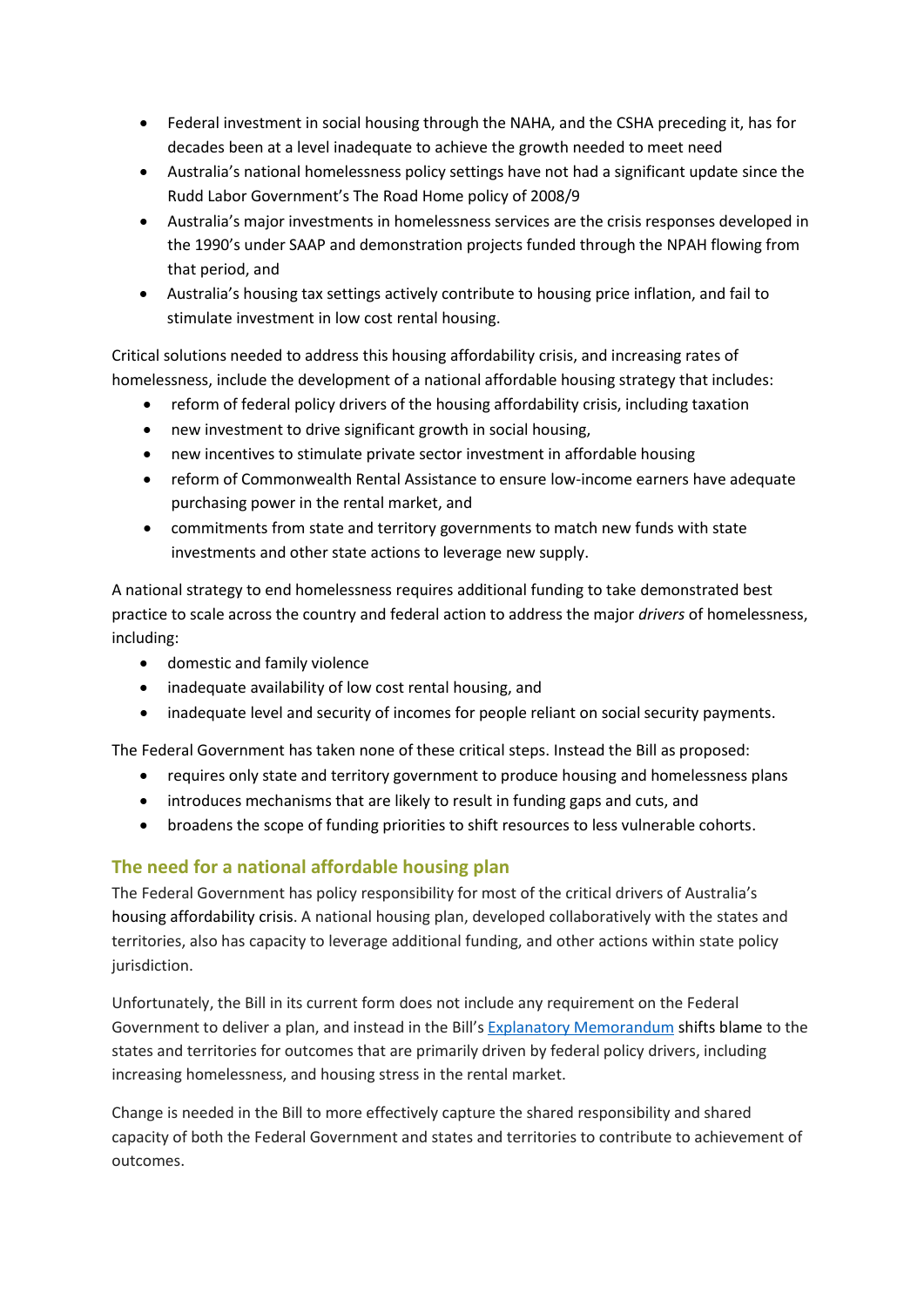- Federal investment in social housing through the NAHA, and the CSHA preceding it, has for decades been at a level inadequate to achieve the growth needed to meet need
- Australia's national homelessness policy settings have not had a significant update since the Rudd Labor Government's The Road Home policy of 2008/9
- Australia's major investments in homelessness services are the crisis responses developed in the 1990's under SAAP and demonstration projects funded through the NPAH flowing from that period, and
- Australia's housing tax settings actively contribute to housing price inflation, and fail to stimulate investment in low cost rental housing.

Critical solutions needed to address this housing affordability crisis, and increasing rates of homelessness, include the development of a national affordable housing strategy that includes:

- reform of federal policy drivers of the housing affordability crisis, including taxation
- new investment to drive significant growth in social housing,
- new incentives to stimulate private sector investment in affordable housing
- reform of Commonwealth Rental Assistance to ensure low-income earners have adequate purchasing power in the rental market, and
- commitments from state and territory governments to match new funds with state investments and other state actions to leverage new supply.

A national strategy to end homelessness requires additional funding to take demonstrated best practice to scale across the country and federal action to address the major *drivers* of homelessness, including:

- domestic and family violence
- inadequate availability of low cost rental housing, and
- inadequate level and security of incomes for people reliant on social security payments.

The Federal Government has taken none of these critical steps. Instead the Bill as proposed:

- requires only state and territory government to produce housing and homelessness plans
- introduces mechanisms that are likely to result in funding gaps and cuts, and
- broadens the scope of funding priorities to shift resources to less vulnerable cohorts.

## The need for a national affordable housing plan

The Federal Government has policy responsibility for most of the critical drivers of Australia's housing affordability crisis. A national housing plan, developed collaboratively with the states and territories, also has capacity to leverage additional funding, and other actions within state policy jurisdiction.

Unfortunately, the Bill in its current form does not include any requirement on the Federal Government to deliver a plan, and instead in the Bill's Explanatory Memorandum shifts blame to the states and territories for outcomes that are primarily driven by federal policy drivers, including increasing homelessness, and housing stress in the rental market.

Change is needed in the Bill to more effectively capture the shared responsibility and shared capacity of both the Federal Government and states and territories to contribute to achievement of outcomes.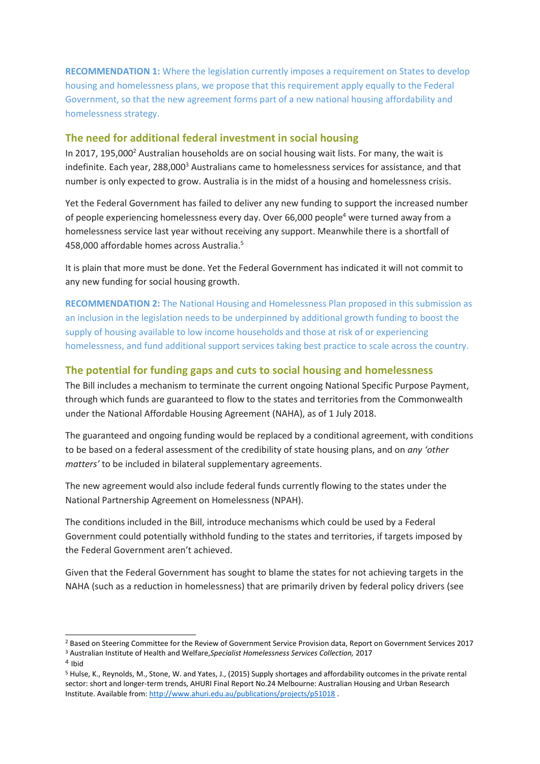**RECOMMENDATION 1:** Where the legislation currently imposes a requirement on States to develop housing and homelessness plans, we propose that this requirement apply equally to the Federal Government, so that the new agreement forms part of a new national housing affordability and homelessness strategy.

## The need for additional federal investment in social housing

In 2017, 195,000[2] Australian households are on social housing wait lists. For many, the wait is indefinite. Each year, 288,000[3] Australians came to homelessness services for assistance, and that number is only expected to grow. Australia is in the midst of a housing and homelessness crisis.

Yet the Federal Government has failed to deliver any new funding to support the increased number of people experiencing homelessness every day. Over 66,000 people[4] were turned away from a homelessness service last year without receiving any support. Meanwhile there is a shortfall of 458,000 affordable homes across Australia.[5]

It is plain that more must be done. Yet the Federal Government has indicated it will not commit to any new funding for social housing growth.

**RECOMMENDATION 2:** The National Housing and Homelessness Plan proposed in this submission as an inclusion in the legislation needs to be underpinned by additional growth funding to boost the supply of housing available to low income households and those at risk of or experiencing homelessness, and fund additional support services taking best practice to scale across the country.

## The potential for funding gaps and cuts to social housing and homelessness

The Bill includes a mechanism to terminate the current ongoing National Specific Purpose Payment, through which funds are guaranteed to flow to the states and territories from the Commonwealth under the National Affordable Housing Agreement (NAHA), as of 1 July 2018.

The guaranteed and ongoing funding would be replaced by a conditional agreement, with conditions to be based on a federal assessment of the credibility of state housing plans, and on *any 'other matters'* to be included in bilateral supplementary agreements.

The new agreement would also include federal funds currently flowing to the states under the National Partnership Agreement on Homelessness (NPAH).

The conditions included in the Bill, introduce mechanisms which could be used by a Federal Government could potentially withhold funding to the states and territories, if targets imposed by the Federal Government aren't achieved.

Given that the Federal Government has sought to blame the states for not achieving targets in the NAHA (such as a reduction in homelessness) that are primarily driven by federal policy drivers (see

---

[2] Based on Steering Committee for the Review of Government Service Provision data, Report on Government Services 2017

[3] Australian Institute of Health and Welfare, *Specialist Homelessness Services Collection,* 2017

[4] Ibid

[5] Hulse, K., Reynolds, M., Stone, W. and Yates, J., (2015) Supply shortages and affordability outcomes in the private rental sector: short and longer-term trends, AHURI Final Report No.24 Melbourne: Australian Housing and Urban Research Institute. Available from: http://www.ahuri.edu.au/publications/projects/p51018 .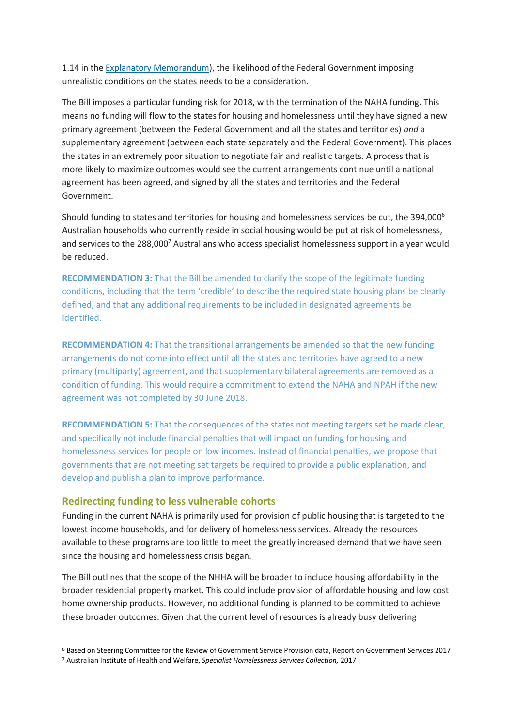1.14 in the Explanatory Memorandum), the likelihood of the Federal Government imposing unrealistic conditions on the states needs to be a consideration.

The Bill imposes a particular funding risk for 2018, with the termination of the NAHA funding. This means no funding will flow to the states for housing and homelessness until they have signed a new primary agreement (between the Federal Government and all the states and territories) *and* a supplementary agreement (between each state separately and the Federal Government). This places the states in an extremely poor situation to negotiate fair and realistic targets. A process that is more likely to maximize outcomes would see the current arrangements continue until a national agreement has been agreed, and signed by all the states and territories and the Federal Government.

Should funding to states and territories for housing and homelessness services be cut, the 394,000[6] Australian households who currently reside in social housing would be put at risk of homelessness, and services to the 288,000[7] Australians who access specialist homelessness support in a year would be reduced.

**RECOMMENDATION 3:** That the Bill be amended to clarify the scope of the legitimate funding conditions, including that the term 'credible' to describe the required state housing plans be clearly defined, and that any additional requirements to be included in designated agreements be identified.

**RECOMMENDATION 4:** That the transitional arrangements be amended so that the new funding arrangements do not come into effect until all the states and territories have agreed to a new primary (multiparty) agreement, and that supplementary bilateral agreements are removed as a condition of funding. This would require a commitment to extend the NAHA and NPAH if the new agreement was not completed by 30 June 2018.

**RECOMMENDATION 5:** That the consequences of the states not meeting targets set be made clear, and specifically not include financial penalties that will impact on funding for housing and homelessness services for people on low incomes. Instead of financial penalties, we propose that governments that are not meeting set targets be required to provide a public explanation, and develop and publish a plan to improve performance.

## Redirecting funding to less vulnerable cohorts

Funding in the current NAHA is primarily used for provision of public housing that is targeted to the lowest income households, and for delivery of homelessness services. Already the resources available to these programs are too little to meet the greatly increased demand that we have seen since the housing and homelessness crisis began.

The Bill outlines that the scope of the NHHA will be broader to include housing affordability in the broader residential property market. This could include provision of affordable housing and low cost home ownership products. However, no additional funding is planned to be committed to achieve these broader outcomes. Given that the current level of resources is already busy delivering

---

[6] Based on Steering Committee for the Review of Government Service Provision data, Report on Government Services 2017

[7] Australian Institute of Health and Welfare, *Specialist Homelessness Services Collection,* 2017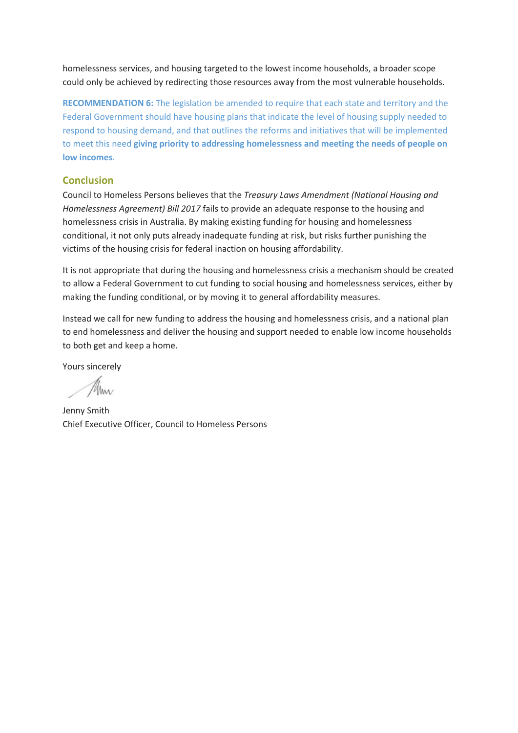homelessness services, and housing targeted to the lowest income households, a broader scope could only be achieved by redirecting those resources away from the most vulnerable households.

**RECOMMENDATION 6:** The legislation be amended to require that each state and territory and the Federal Government should have housing plans that indicate the level of housing supply needed to respond to housing demand, and that outlines the reforms and initiatives that will be implemented to meet this need **giving priority to addressing homelessness and meeting the needs of people on low incomes**.

## Conclusion

Council to Homeless Persons believes that the *Treasury Laws Amendment (National Housing and Homelessness Agreement) Bill 2017* fails to provide an adequate response to the housing and homelessness crisis in Australia. By making existing funding for housing and homelessness conditional, it not only puts already inadequate funding at risk, but risks further punishing the victims of the housing crisis for federal inaction on housing affordability.

It is not appropriate that during the housing and homelessness crisis a mechanism should be created to allow a Federal Government to cut funding to social housing and homelessness services, either by making the funding conditional, or by moving it to general affordability measures.

Instead we call for new funding to address the housing and homelessness crisis, and a national plan to end homelessness and deliver the housing and support needed to enable low income households to both get and keep a home.

Yours sincerely

Jenny Smith
Chief Executive Officer, Council to Homeless Persons